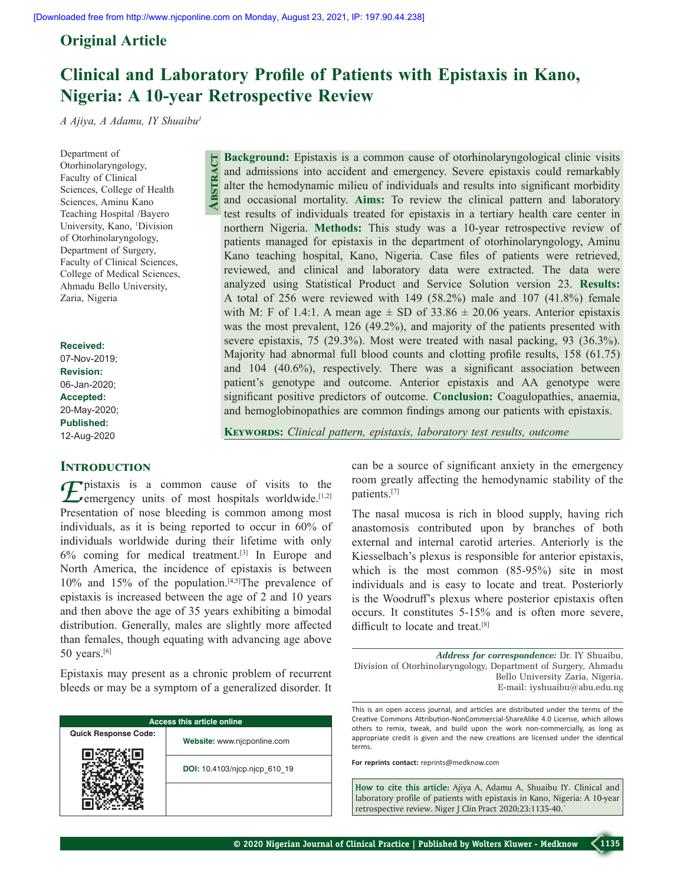Original Article

# Clinical and Laboratory Profile of Patients with Epistaxis in Kano, Nigeria: A 10-year Retrospective Review

*A Ajiya, A Adamu, IY Shuaibu[1]*

Department of Otorhinolaryngology, Faculty of Clinical Sciences, College of Health Sciences, Aminu Kano Teaching Hospital /Bayero University, Kano, [1]Division of Otorhinolaryngology, Department of Surgery, Faculty of Clinical Sciences, College of Medical Sciences, Ahmadu Bello University, Zaria, Nigeria

**Received:** 07-Nov-2019;
**Revision:** 06-Jan-2020;
**Accepted:** 20-May-2020;
**Published:** 12-Aug-2020

## Abstract

**Background:** Epistaxis is a common cause of otorhinolaryngological clinic visits and admissions into accident and emergency. Severe epistaxis could remarkably alter the hemodynamic milieu of individuals and results into significant morbidity and occasional mortality. **Aims:** To review the clinical pattern and laboratory test results of individuals treated for epistaxis in a tertiary health care center in northern Nigeria. **Methods:** This study was a 10-year retrospective review of patients managed for epistaxis in the department of otorhinolaryngology, Aminu Kano teaching hospital, Kano, Nigeria. Case files of patients were retrieved, reviewed, and clinical and laboratory data were extracted. The data were analyzed using Statistical Product and Service Solution version 23. **Results:** A total of 256 were reviewed with 149 (58.2%) male and 107 (41.8%) female with M: F of 1.4:1. A mean age ± SD of 33.86 ± 20.06 years. Anterior epistaxis was the most prevalent, 126 (49.2%), and majority of the patients presented with severe epistaxis, 75 (29.3%). Most were treated with nasal packing, 93 (36.3%). Majority had abnormal full blood counts and clotting profile results, 158 (61.75) and 104 (40.6%), respectively. There was a significant association between patient's genotype and outcome. Anterior epistaxis and AA genotype were significant positive predictors of outcome. **Conclusion:** Coagulopathies, anaemia, and hemoglobinopathies are common findings among our patients with epistaxis.

**Keywords:** *Clinical pattern, epistaxis, laboratory test results, outcome*

## Introduction

Epistaxis is a common cause of visits to the emergency units of most hospitals worldwide.[1,2] Presentation of nose bleeding is common among most individuals, as it is being reported to occur in 60% of individuals worldwide during their lifetime with only 6% coming for medical treatment.[3] In Europe and North America, the incidence of epistaxis is between 10% and 15% of the population.[4,5] The prevalence of epistaxis is increased between the age of 2 and 10 years and then above the age of 35 years exhibiting a bimodal distribution. Generally, males are slightly more affected than females, though equating with advancing age above 50 years.[6]

Epistaxis may present as a chronic problem of recurrent bleeds or may be a symptom of a generalized disorder. It can be a source of significant anxiety in the emergency room greatly affecting the hemodynamic stability of the patients.[7]

The nasal mucosa is rich in blood supply, having rich anastomosis contributed upon by branches of both external and internal carotid arteries. Anteriorly is the Kiesselbach's plexus is responsible for anterior epistaxis, which is the most common (85-95%) site in most individuals and is easy to locate and treat. Posteriorly is the Woodruff's plexus where posterior epistaxis often occurs. It constitutes 5-15% and is often more severe, difficult to locate and treat.[8]

***Address for correspondence:*** Dr. IY Shuaibu, Division of Otorhinolaryngology, Department of Surgery, Ahmadu Bello University Zaria, Nigeria. E-mail: iyshuaibu@abu.edu.ng

Access this article online
Website: www.njcponline.com
DOI: 10.4103/njcp.njcp_610_19

This is an open access journal, and articles are distributed under the terms of the Creative Commons Attribution-NonCommercial-ShareAlike 4.0 License, which allows others to remix, tweak, and build upon the work non-commercially, as long as appropriate credit is given and the new creations are licensed under the identical terms.

**For reprints contact:** reprints@medknow.com

**How to cite this article:** Ajiya A, Adamu A, Shuaibu IY. Clinical and laboratory profile of patients with epistaxis in Kano, Nigeria: A 10-year retrospective review. Niger J Clin Pract 2020;23:1135-40.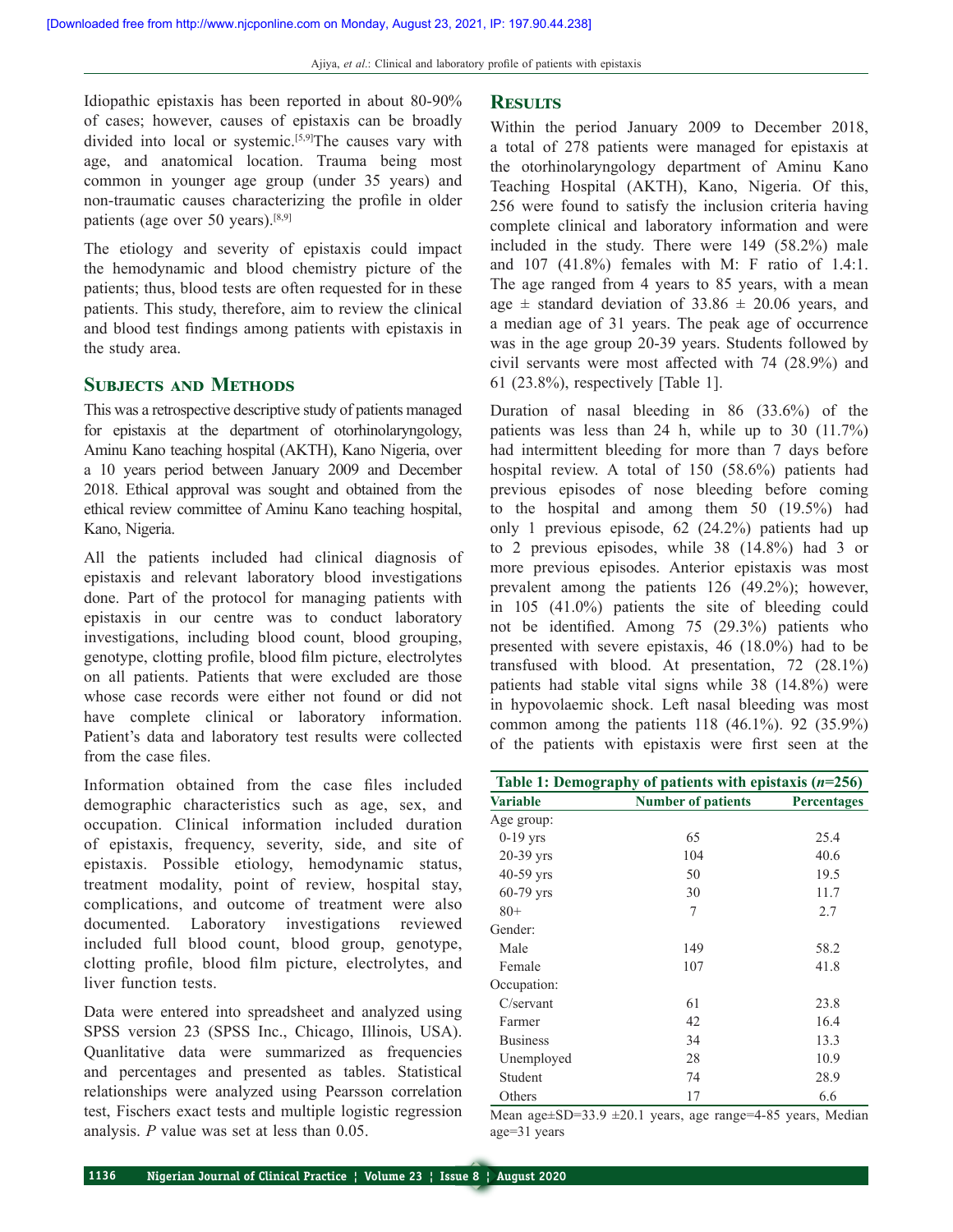Idiopathic epistaxis has been reported in about 80-90% of cases; however, causes of epistaxis can be broadly divided into local or systemic.[5,9] The causes vary with age, and anatomical location. Trauma being most common in younger age group (under 35 years) and non-traumatic causes characterizing the profile in older patients (age over 50 years).[8,9]

The etiology and severity of epistaxis could impact the hemodynamic and blood chemistry picture of the patients; thus, blood tests are often requested for in these patients. This study, therefore, aim to review the clinical and blood test findings among patients with epistaxis in the study area.

## Subjects and Methods

This was a retrospective descriptive study of patients managed for epistaxis at the department of otorhinolaryngology, Aminu Kano teaching hospital (AKTH), Kano Nigeria, over a 10 years period between January 2009 and December 2018. Ethical approval was sought and obtained from the ethical review committee of Aminu Kano teaching hospital, Kano, Nigeria.

All the patients included had clinical diagnosis of epistaxis and relevant laboratory blood investigations done. Part of the protocol for managing patients with epistaxis in our centre was to conduct laboratory investigations, including blood count, blood grouping, genotype, clotting profile, blood film picture, electrolytes on all patients. Patients that were excluded are those whose case records were either not found or did not have complete clinical or laboratory information. Patient's data and laboratory test results were collected from the case files.

Information obtained from the case files included demographic characteristics such as age, sex, and occupation. Clinical information included duration of epistaxis, frequency, severity, side, and site of epistaxis. Possible etiology, hemodynamic status, treatment modality, point of review, hospital stay, complications, and outcome of treatment were also documented. Laboratory investigations reviewed included full blood count, blood group, genotype, clotting profile, blood film picture, electrolytes, and liver function tests.

Data were entered into spreadsheet and analyzed using SPSS version 23 (SPSS Inc., Chicago, Illinois, USA). Quanlitative data were summarized as frequencies and percentages and presented as tables. Statistical relationships were analyzed using Pearsson correlation test, Fischers exact tests and multiple logistic regression analysis. *P* value was set at less than 0.05.

## Results

Within the period January 2009 to December 2018, a total of 278 patients were managed for epistaxis at the otorhinolaryngology department of Aminu Kano Teaching Hospital (AKTH), Kano, Nigeria. Of this, 256 were found to satisfy the inclusion criteria having complete clinical and laboratory information and were included in the study. There were 149 (58.2%) male and 107 (41.8%) females with M: F ratio of 1.4:1. The age ranged from 4 years to 85 years, with a mean age ± standard deviation of 33.86 ± 20.06 years, and a median age of 31 years. The peak age of occurrence was in the age group 20-39 years. Students followed by civil servants were most affected with 74 (28.9%) and 61 (23.8%), respectively [Table 1].

Duration of nasal bleeding in 86 (33.6%) of the patients was less than 24 h, while up to 30 (11.7%) had intermittent bleeding for more than 7 days before hospital review. A total of 150 (58.6%) patients had previous episodes of nose bleeding before coming to the hospital and among them 50 (19.5%) had only 1 previous episode, 62 (24.2%) patients had up to 2 previous episodes, while 38 (14.8%) had 3 or more previous episodes. Anterior epistaxis was most prevalent among the patients 126 (49.2%); however, in 105 (41.0%) patients the site of bleeding could not be identified. Among 75 (29.3%) patients who presented with severe epistaxis, 46 (18.0%) had to be transfused with blood. At presentation, 72 (28.1%) patients had stable vital signs while 38 (14.8%) were in hypovolaemic shock. Left nasal bleeding was most common among the patients 118 (46.1%). 92 (35.9%) of the patients with epistaxis were first seen at the

**Table 1: Demography of patients with epistaxis (*n*=256)**

| Variable | Number of patients | Percentages |
|---|---|---|
| Age group: | | |
| 0-19 yrs | 65 | 25.4 |
| 20-39 yrs | 104 | 40.6 |
| 40-59 yrs | 50 | 19.5 |
| 60-79 yrs | 30 | 11.7 |
| 80+ | 7 | 2.7 |
| Gender: | | |
| Male | 149 | 58.2 |
| Female | 107 | 41.8 |
| Occupation: | | |
| C/servant | 61 | 23.8 |
| Farmer | 42 | 16.4 |
| Business | 34 | 13.3 |
| Unemployed | 28 | 10.9 |
| Student | 74 | 28.9 |
| Others | 17 | 6.6 |

Mean age±SD=33.9 ±20.1 years, age range=4-85 years, Median age=31 years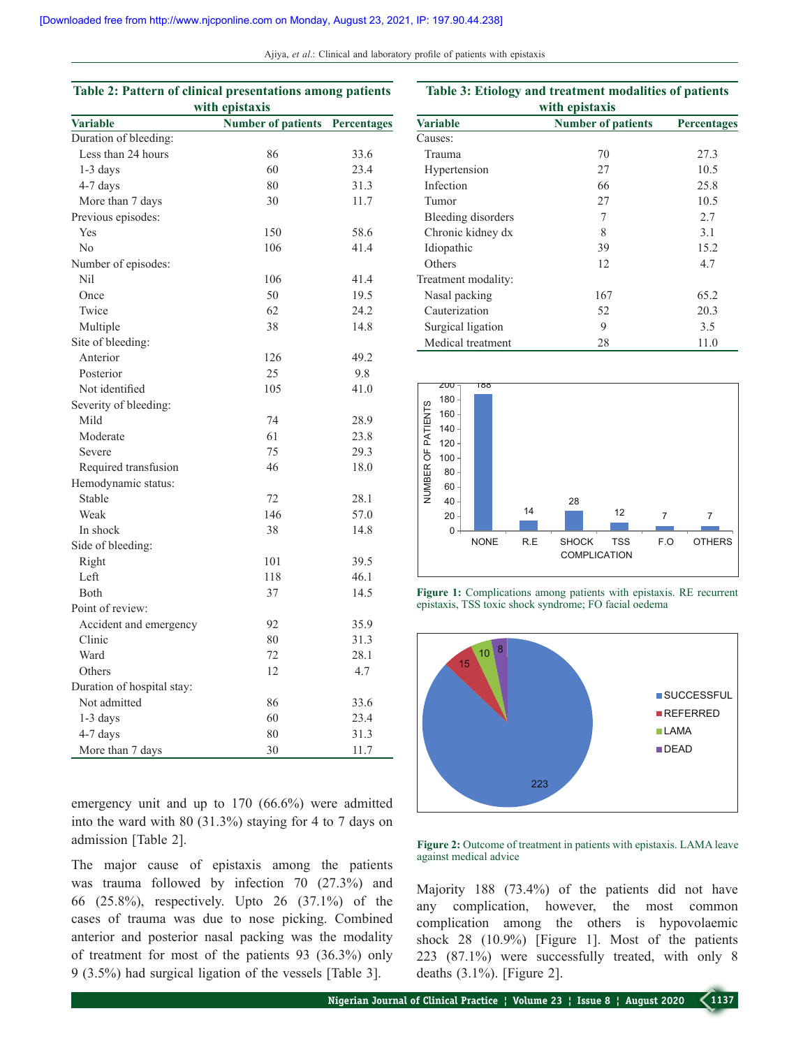**Table 2: Pattern of clinical presentations among patients with epistaxis**

| Variable | Number of patients | Percentages |
|---|---|---|
| Duration of bleeding: | | |
| Less than 24 hours | 86 | 33.6 |
| 1-3 days | 60 | 23.4 |
| 4-7 days | 80 | 31.3 |
| More than 7 days | 30 | 11.7 |
| Previous episodes: | | |
| Yes | 150 | 58.6 |
| No | 106 | 41.4 |
| Number of episodes: | | |
| Nil | 106 | 41.4 |
| Once | 50 | 19.5 |
| Twice | 62 | 24.2 |
| Multiple | 38 | 14.8 |
| Site of bleeding: | | |
| Anterior | 126 | 49.2 |
| Posterior | 25 | 9.8 |
| Not identified | 105 | 41.0 |
| Severity of bleeding: | | |
| Mild | 74 | 28.9 |
| Moderate | 61 | 23.8 |
| Severe | 75 | 29.3 |
| Required transfusion | 46 | 18.0 |
| Hemodynamic status: | | |
| Stable | 72 | 28.1 |
| Weak | 146 | 57.0 |
| In shock | 38 | 14.8 |
| Side of bleeding: | | |
| Right | 101 | 39.5 |
| Left | 118 | 46.1 |
| Both | 37 | 14.5 |
| Point of review: | | |
| Accident and emergency | 92 | 35.9 |
| Clinic | 80 | 31.3 |
| Ward | 72 | 28.1 |
| Others | 12 | 4.7 |
| Duration of hospital stay: | | |
| Not admitted | 86 | 33.6 |
| 1-3 days | 60 | 23.4 |
| 4-7 days | 80 | 31.3 |
| More than 7 days | 30 | 11.7 |

emergency unit and up to 170 (66.6%) were admitted into the ward with 80 (31.3%) staying for 4 to 7 days on admission [Table 2].

The major cause of epistaxis among the patients was trauma followed by infection 70 (27.3%) and 66 (25.8%), respectively. Upto 26 (37.1%) of the cases of trauma was due to nose picking. Combined anterior and posterior nasal packing was the modality of treatment for most of the patients 93 (36.3%) only 9 (3.5%) had surgical ligation of the vessels [Table 3].

**Table 3: Etiology and treatment modalities of patients with epistaxis**

| Variable | Number of patients | Percentages |
|---|---|---|
| Causes: | | |
| Trauma | 70 | 27.3 |
| Hypertension | 27 | 10.5 |
| Infection | 66 | 25.8 |
| Tumor | 27 | 10.5 |
| Bleeding disorders | 7 | 2.7 |
| Chronic kidney dx | 8 | 3.1 |
| Idiopathic | 39 | 15.2 |
| Others | 12 | 4.7 |
| Treatment modality: | | |
| Nasal packing | 167 | 65.2 |
| Cauterization | 52 | 20.3 |
| Surgical ligation | 9 | 3.5 |
| Medical treatment | 28 | 11.0 |

**Figure 1:** Complications among patients with epistaxis. RE recurrent epistaxis, TSS toxic shock syndrome; FO facial oedema

**Figure 2:** Outcome of treatment in patients with epistaxis. LAMA leave against medical advice

Majority 188 (73.4%) of the patients did not have any complication, however, the most common complication among the others is hypovolaemic shock 28 (10.9%) [Figure 1]. Most of the patients 223 (87.1%) were successfully treated, with only 8 deaths (3.1%). [Figure 2].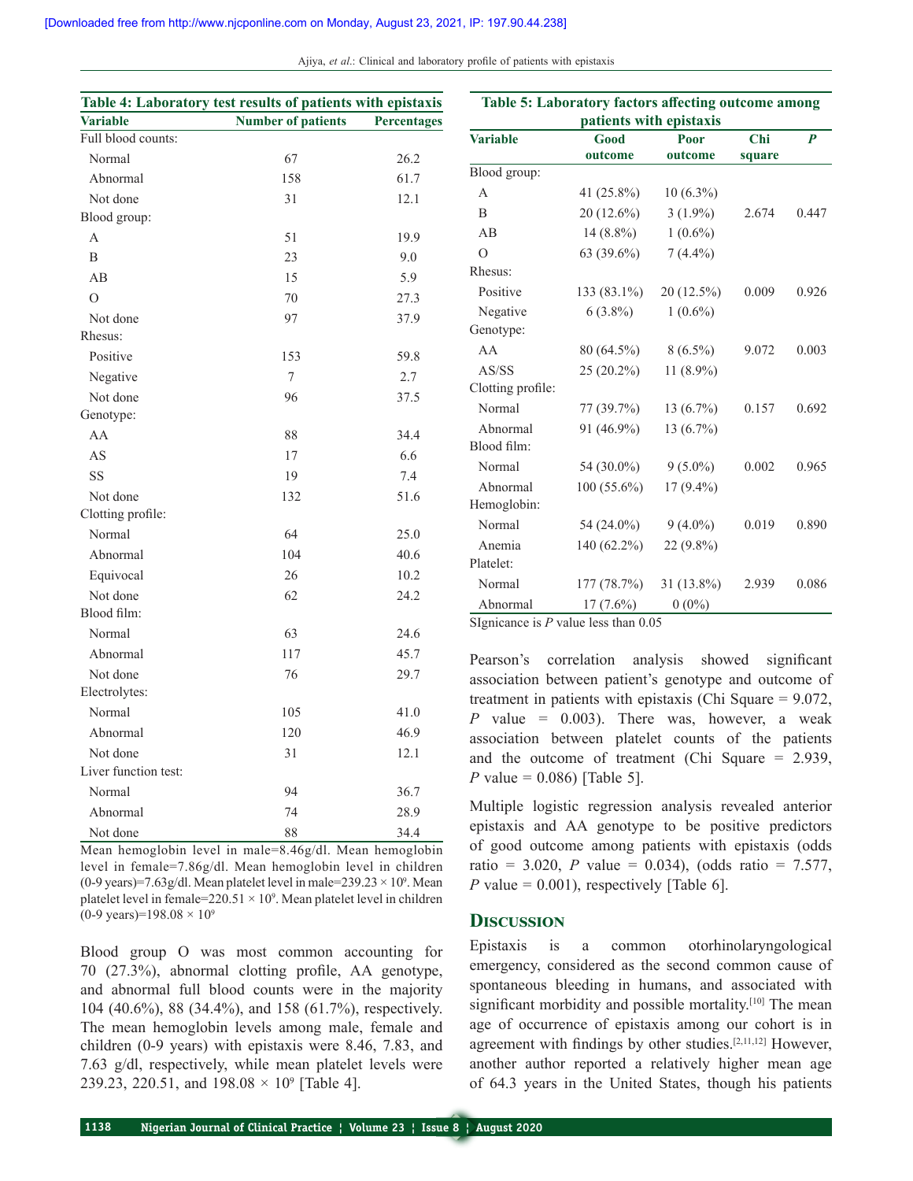**Table 4: Laboratory test results of patients with epistaxis**

| Variable | Number of patients | Percentages |
|---|---|---|
| Full blood counts: | | |
| Normal | 67 | 26.2 |
| Abnormal | 158 | 61.7 |
| Not done | 31 | 12.1 |
| Blood group: | | |
| A | 51 | 19.9 |
| B | 23 | 9.0 |
| AB | 15 | 5.9 |
| O | 70 | 27.3 |
| Not done | 97 | 37.9 |
| Rhesus: | | |
| Positive | 153 | 59.8 |
| Negative | 7 | 2.7 |
| Not done | 96 | 37.5 |
| Genotype: | | |
| AA | 88 | 34.4 |
| AS | 17 | 6.6 |
| SS | 19 | 7.4 |
| Not done | 132 | 51.6 |
| Clotting profile: | | |
| Normal | 64 | 25.0 |
| Abnormal | 104 | 40.6 |
| Equivocal | 26 | 10.2 |
| Not done | 62 | 24.2 |
| Blood film: | | |
| Normal | 63 | 24.6 |
| Abnormal | 117 | 45.7 |
| Not done | 76 | 29.7 |
| Electrolytes: | | |
| Normal | 105 | 41.0 |
| Abnormal | 120 | 46.9 |
| Not done | 31 | 12.1 |
| Liver function test: | | |
| Normal | 94 | 36.7 |
| Abnormal | 74 | 28.9 |
| Not done | 88 | 34.4 |

Mean hemoglobin level in male=8.46g/dl. Mean hemoglobin level in female=7.86g/dl. Mean hemoglobin level in children (0-9 years)=7.63g/dl. Mean platelet level in male=239.23 × $10^9$. Mean platelet level in female=220.51 × $10^9$. Mean platelet level in children (0-9 years)=198.08 × $10^9$

Blood group O was most common accounting for 70 (27.3%), abnormal clotting profile, AA genotype, and abnormal full blood counts were in the majority 104 (40.6%), 88 (34.4%), and 158 (61.7%), respectively. The mean hemoglobin levels among male, female and children (0-9 years) with epistaxis were 8.46, 7.83, and 7.63 g/dl, respectively, while mean platelet levels were 239.23, 220.51, and 198.08 × $10^9$ [Table 4].

**Table 5: Laboratory factors affecting outcome among patients with epistaxis**

| Variable | Good outcome | Poor outcome | Chi square | *P* |
|---|---|---|---|---|
| Blood group: | | | | |
| A | 41 (25.8%) | 10 (6.3%) | | |
| B | 20 (12.6%) | 3 (1.9%) | 2.674 | 0.447 |
| AB | 14 (8.8%) | 1 (0.6%) | | |
| O | 63 (39.6%) | 7 (4.4%) | | |
| Rhesus: | | | | |
| Positive | 133 (83.1%) | 20 (12.5%) | 0.009 | 0.926 |
| Negative | 6 (3.8%) | 1 (0.6%) | | |
| Genotype: | | | | |
| AA | 80 (64.5%) | 8 (6.5%) | 9.072 | 0.003 |
| AS/SS | 25 (20.2%) | 11 (8.9%) | | |
| Clotting profile: | | | | |
| Normal | 77 (39.7%) | 13 (6.7%) | 0.157 | 0.692 |
| Abnormal | 91 (46.9%) | 13 (6.7%) | | |
| Blood film: | | | | |
| Normal | 54 (30.0%) | 9 (5.0%) | 0.002 | 0.965 |
| Abnormal | 100 (55.6%) | 17 (9.4%) | | |
| Hemoglobin: | | | | |
| Normal | 54 (24.0%) | 9 (4.0%) | 0.019 | 0.890 |
| Anemia | 140 (62.2%) | 22 (9.8%) | | |
| Platelet: | | | | |
| Normal | 177 (78.7%) | 31 (13.8%) | 2.939 | 0.086 |
| Abnormal | 17 (7.6%) | 0 (0%) | | |

SIgnicance is *P* value less than 0.05

Pearson's correlation analysis showed significant association between patient's genotype and outcome of treatment in patients with epistaxis (Chi Square = 9.072, *P* value = 0.003). There was, however, a weak association between platelet counts of the patients and the outcome of treatment (Chi Square = 2.939, *P* value = 0.086) [Table 5].

Multiple logistic regression analysis revealed anterior epistaxis and AA genotype to be positive predictors of good outcome among patients with epistaxis (odds ratio = 3.020, *P* value = 0.034), (odds ratio = 7.577, *P* value = 0.001), respectively [Table 6].

## Discussion

Epistaxis is a common otorhinolaryngological emergency, considered as the second common cause of spontaneous bleeding in humans, and associated with significant morbidity and possible mortality.[10] The mean age of occurrence of epistaxis among our cohort is in agreement with findings by other studies.[2,11,12] However, another author reported a relatively higher mean age of 64.3 years in the United States, though his patients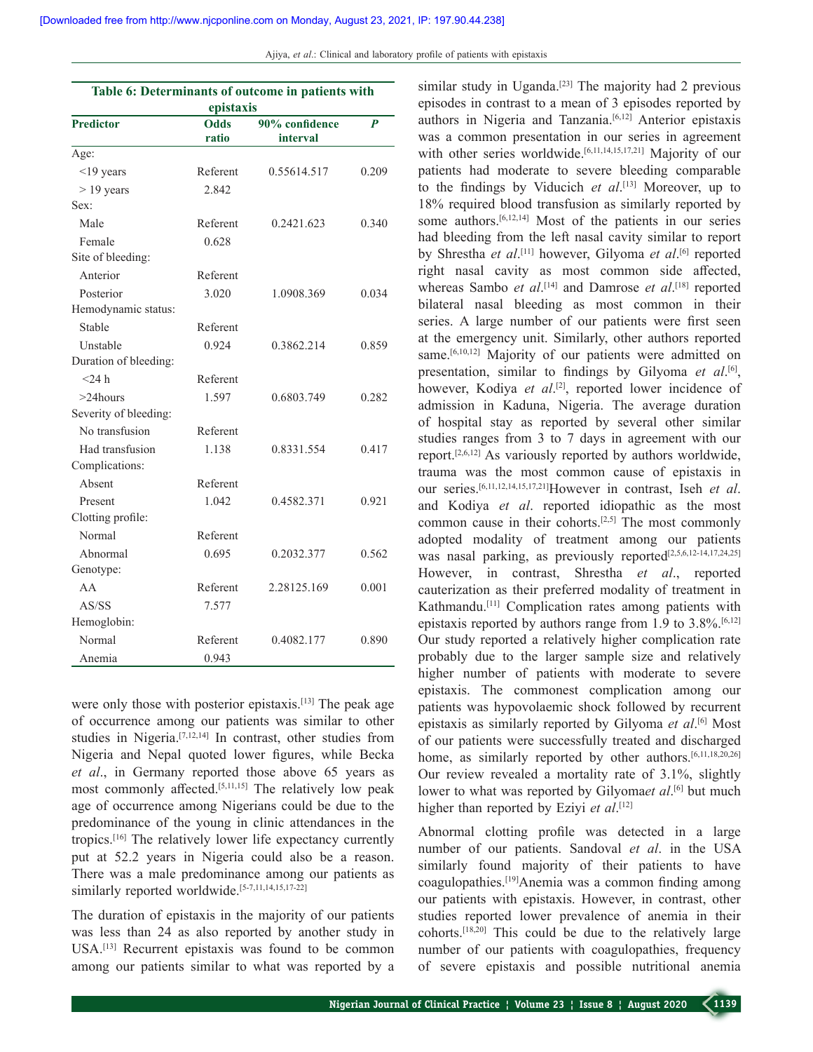**Table 6: Determinants of outcome in patients with epistaxis**

| Predictor | Odds ratio | 90% confidence interval | *P* |
|---|---|---|---|
| Age: | | | |
| <19 years | Referent | 0.55614.517 | 0.209 |
| > 19 years | 2.842 | | |
| Sex: | | | |
| Male | Referent | 0.2421.623 | 0.340 |
| Female | 0.628 | | |
| Site of bleeding: | | | |
| Anterior | Referent | | |
| Posterior | 3.020 | 1.0908.369 | 0.034 |
| Hemodynamic status: | | | |
| Stable | Referent | | |
| Unstable | 0.924 | 0.3862.214 | 0.859 |
| Duration of bleeding: | | | |
| <24 h | Referent | | |
| >24hours | 1.597 | 0.6803.749 | 0.282 |
| Severity of bleeding: | | | |
| No transfusion | Referent | | |
| Had transfusion | 1.138 | 0.8331.554 | 0.417 |
| Complications: | | | |
| Absent | Referent | | |
| Present | 1.042 | 0.4582.371 | 0.921 |
| Clotting profile: | | | |
| Normal | Referent | | |
| Abnormal | 0.695 | 0.2032.377 | 0.562 |
| Genotype: | | | |
| AA | Referent | 2.28125.169 | 0.001 |
| AS/SS | 7.577 | | |
| Hemoglobin: | | | |
| Normal | Referent | 0.4082.177 | 0.890 |
| Anemia | 0.943 | | |

were only those with posterior epistaxis.[13] The peak age of occurrence among our patients was similar to other studies in Nigeria.[7,12,14] In contrast, other studies from Nigeria and Nepal quoted lower figures, while Becka *et al*., in Germany reported those above 65 years as most commonly affected.[5,11,15] The relatively low peak age of occurrence among Nigerians could be due to the predominance of the young in clinic attendances in the tropics.[16] The relatively lower life expectancy currently put at 52.2 years in Nigeria could also be a reason. There was a male predominance among our patients as similarly reported worldwide.[5-7,11,14,15,17-22]

The duration of epistaxis in the majority of our patients was less than 24 as also reported by another study in USA.[13] Recurrent epistaxis was found to be common among our patients similar to what was reported by a similar study in Uganda.[23] The majority had 2 previous episodes in contrast to a mean of 3 episodes reported by authors in Nigeria and Tanzania.[6,12] Anterior epistaxis was a common presentation in our series in agreement with other series worldwide.[6,11,14,15,17,21] Majority of our patients had moderate to severe bleeding comparable to the findings by Viducich *et al*.[13] Moreover, up to 18% required blood transfusion as similarly reported by some authors.[6,12,14] Most of the patients in our series had bleeding from the left nasal cavity similar to report by Shrestha *et al*.[11] however, Gilyoma *et al*.[6] reported right nasal cavity as most common side affected, whereas Sambo *et al*.[14] and Damrose *et al*.[18] reported bilateral nasal bleeding as most common in their series. A large number of our patients were first seen at the emergency unit. Similarly, other authors reported same.[6,10,12] Majority of our patients were admitted on presentation, similar to findings by Gilyoma *et al*.[6], however, Kodiya *et al*.[2], reported lower incidence of admission in Kaduna, Nigeria. The average duration of hospital stay as reported by several other similar studies ranges from 3 to 7 days in agreement with our report.[2,6,12] As variously reported by authors worldwide, trauma was the most common cause of epistaxis in our series.[6,11,12,14,15,17,21]However in contrast, Iseh *et al*. and Kodiya *et al*. reported idiopathic as the most common cause in their cohorts.[2,5] The most commonly adopted modality of treatment among our patients was nasal parking, as previously reported[2,5,6,12-14,17,24,25] However, in contrast, Shrestha *et al*., reported cauterization as their preferred modality of treatment in Kathmandu.[11] Complication rates among patients with epistaxis reported by authors range from 1.9 to 3.8%.[6,12] Our study reported a relatively higher complication rate probably due to the larger sample size and relatively higher number of patients with moderate to severe epistaxis. The commonest complication among our patients was hypovolaemic shock followed by recurrent epistaxis as similarly reported by Gilyoma *et al*.[6] Most of our patients were successfully treated and discharged home, as similarly reported by other authors.[6,11,18,20,26] Our review revealed a mortality rate of 3.1%, slightly lower to what was reported by Gilyoma*et al*.[6] but much higher than reported by Eziyi *et al*.[12]

Abnormal clotting profile was detected in a large number of our patients. Sandoval *et al*. in the USA similarly found majority of their patients to have coagulopathies.[19]Anemia was a common finding among our patients with epistaxis. However, in contrast, other studies reported lower prevalence of anemia in their cohorts.[18,20] This could be due to the relatively large number of our patients with coagulopathies, frequency of severe epistaxis and possible nutritional anemia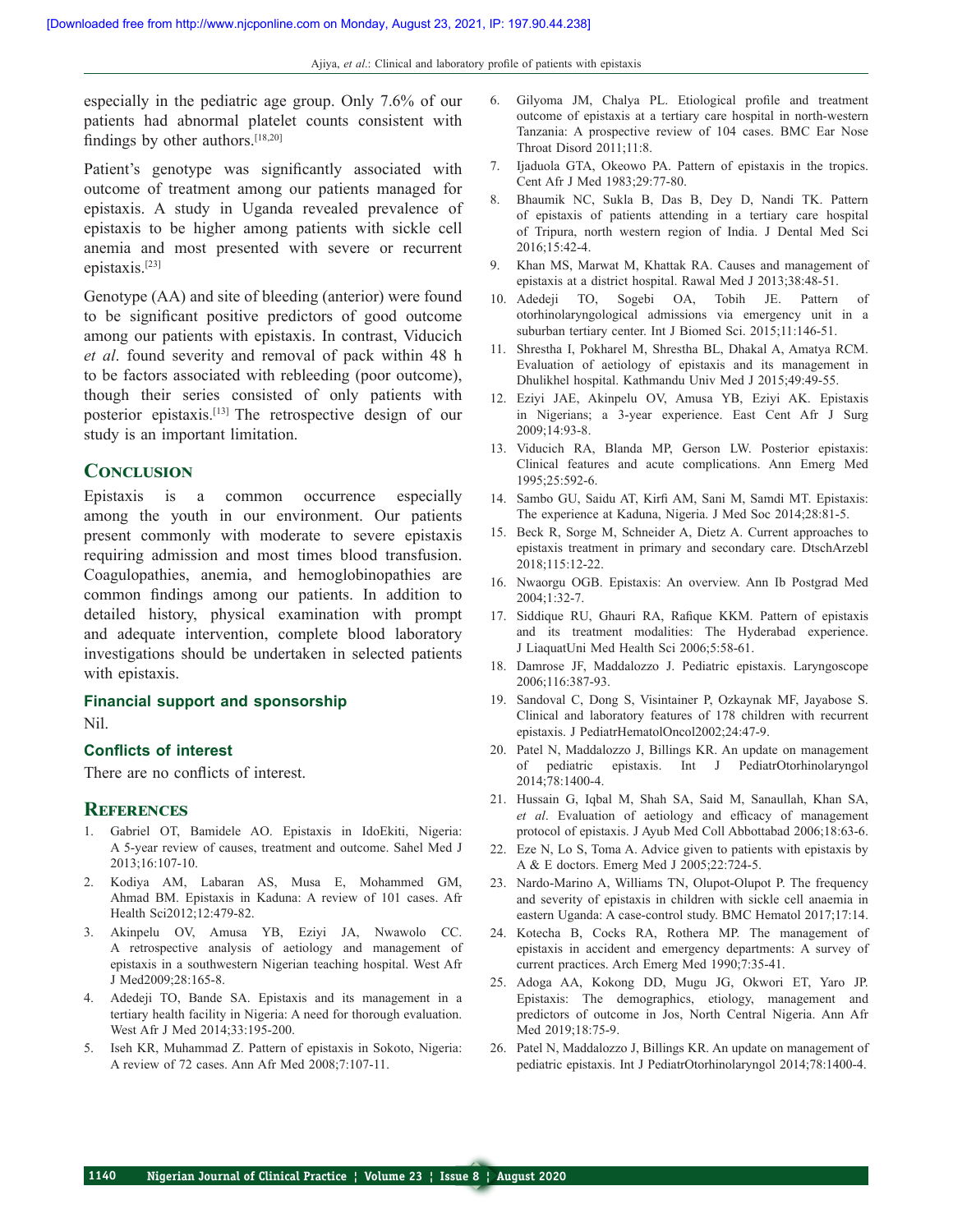especially in the pediatric age group. Only 7.6% of our patients had abnormal platelet counts consistent with findings by other authors.[18,20]

Patient's genotype was significantly associated with outcome of treatment among our patients managed for epistaxis. A study in Uganda revealed prevalence of epistaxis to be higher among patients with sickle cell anemia and most presented with severe or recurrent epistaxis.[23]

Genotype (AA) and site of bleeding (anterior) were found to be significant positive predictors of good outcome among our patients with epistaxis. In contrast, Viducich *et al*. found severity and removal of pack within 48 h to be factors associated with rebleeding (poor outcome), though their series consisted of only patients with posterior epistaxis.[13] The retrospective design of our study is an important limitation.

## Conclusion

Epistaxis is a common occurrence especially among the youth in our environment. Our patients present commonly with moderate to severe epistaxis requiring admission and most times blood transfusion. Coagulopathies, anemia, and hemoglobinopathies are common findings among our patients. In addition to detailed history, physical examination with prompt and adequate intervention, complete blood laboratory investigations should be undertaken in selected patients with epistaxis.

### Financial support and sponsorship

Nil.

### Conflicts of interest

There are no conflicts of interest.

## References

1. Gabriel OT, Bamidele AO. Epistaxis in IdoEkiti, Nigeria: A 5-year review of causes, treatment and outcome. Sahel Med J 2013;16:107-10.
2. Kodiya AM, Labaran AS, Musa E, Mohammed GM, Ahmad BM. Epistaxis in Kaduna: A review of 101 cases. Afr Health Sci2012;12:479-82.
3. Akinpelu OV, Amusa YB, Eziyi JA, Nwawolo CC. A retrospective analysis of aetiology and management of epistaxis in a southwestern Nigerian teaching hospital. West Afr J Med2009;28:165-8.
4. Adedeji TO, Bande SA. Epistaxis and its management in a tertiary health facility in Nigeria: A need for thorough evaluation. West Afr J Med 2014;33:195-200.
5. Iseh KR, Muhammad Z. Pattern of epistaxis in Sokoto, Nigeria: A review of 72 cases. Ann Afr Med 2008;7:107-11.
6. Gilyoma JM, Chalya PL. Etiological profile and treatment outcome of epistaxis at a tertiary care hospital in north-western Tanzania: A prospective review of 104 cases. BMC Ear Nose Throat Disord 2011;11:8.
7. Ijaduola GTA, Okeowo PA. Pattern of epistaxis in the tropics. Cent Afr J Med 1983;29:77-80.
8. Bhaumik NC, Sukla B, Das B, Dey D, Nandi TK. Pattern of epistaxis of patients attending in a tertiary care hospital of Tripura, north western region of India. J Dental Med Sci 2016;15:42-4.
9. Khan MS, Marwat M, Khattak RA. Causes and management of epistaxis at a district hospital. Rawal Med J 2013;38:48-51.
10. Adedeji TO, Sogebi OA, Tobih JE. Pattern of otorhinolaryngological admissions via emergency unit in a suburban tertiary center. Int J Biomed Sci. 2015;11:146-51.
11. Shrestha I, Pokharel M, Shrestha BL, Dhakal A, Amatya RCM. Evaluation of aetiology of epistaxis and its management in Dhulikhel hospital. Kathmandu Univ Med J 2015;49:49-55.
12. Eziyi JAE, Akinpelu OV, Amusa YB, Eziyi AK. Epistaxis in Nigerians; a 3-year experience. East Cent Afr J Surg 2009;14:93-8.
13. Viducich RA, Blanda MP, Gerson LW. Posterior epistaxis: Clinical features and acute complications. Ann Emerg Med 1995;25:592-6.
14. Sambo GU, Saidu AT, Kirfi AM, Sani M, Samdi MT. Epistaxis: The experience at Kaduna, Nigeria. J Med Soc 2014;28:81-5.
15. Beck R, Sorge M, Schneider A, Dietz A. Current approaches to epistaxis treatment in primary and secondary care. DtschArzebl 2018;115:12-22.
16. Nwaorgu OGB. Epistaxis: An overview. Ann Ib Postgrad Med 2004;1:32-7.
17. Siddique RU, Ghauri RA, Rafique KKM. Pattern of epistaxis and its treatment modalities: The Hyderabad experience. J LiaquatUni Med Health Sci 2006;5:58-61.
18. Damrose JF, Maddalozzo J. Pediatric epistaxis. Laryngoscope 2006;116:387-93.
19. Sandoval C, Dong S, Visintainer P, Ozkaynak MF, Jayabose S. Clinical and laboratory features of 178 children with recurrent epistaxis. J PediatrHematolOncol2002;24:47-9.
20. Patel N, Maddalozzo J, Billings KR. An update on management of pediatric epistaxis. Int J PediatrOtorhinolaryngol 2014;78:1400-4.
21. Hussain G, Iqbal M, Shah SA, Said M, Sanaullah, Khan SA, *et al*. Evaluation of aetiology and efficacy of management protocol of epistaxis. J Ayub Med Coll Abbottabad 2006;18:63-6.
22. Eze N, Lo S, Toma A. Advice given to patients with epistaxis by A & E doctors. Emerg Med J 2005;22:724-5.
23. Nardo-Marino A, Williams TN, Olupot-Olupot P. The frequency and severity of epistaxis in children with sickle cell anaemia in eastern Uganda: A case-control study. BMC Hematol 2017;17:14.
24. Kotecha B, Cocks RA, Rothera MP. The management of epistaxis in accident and emergency departments: A survey of current practices. Arch Emerg Med 1990;7:35-41.
25. Adoga AA, Kokong DD, Mugu JG, Okwori ET, Yaro JP. Epistaxis: The demographics, etiology, management and predictors of outcome in Jos, North Central Nigeria. Ann Afr Med 2019;18:75-9.
26. Patel N, Maddalozzo J, Billings KR. An update on management of pediatric epistaxis. Int J PediatrOtorhinolaryngol 2014;78:1400-4.